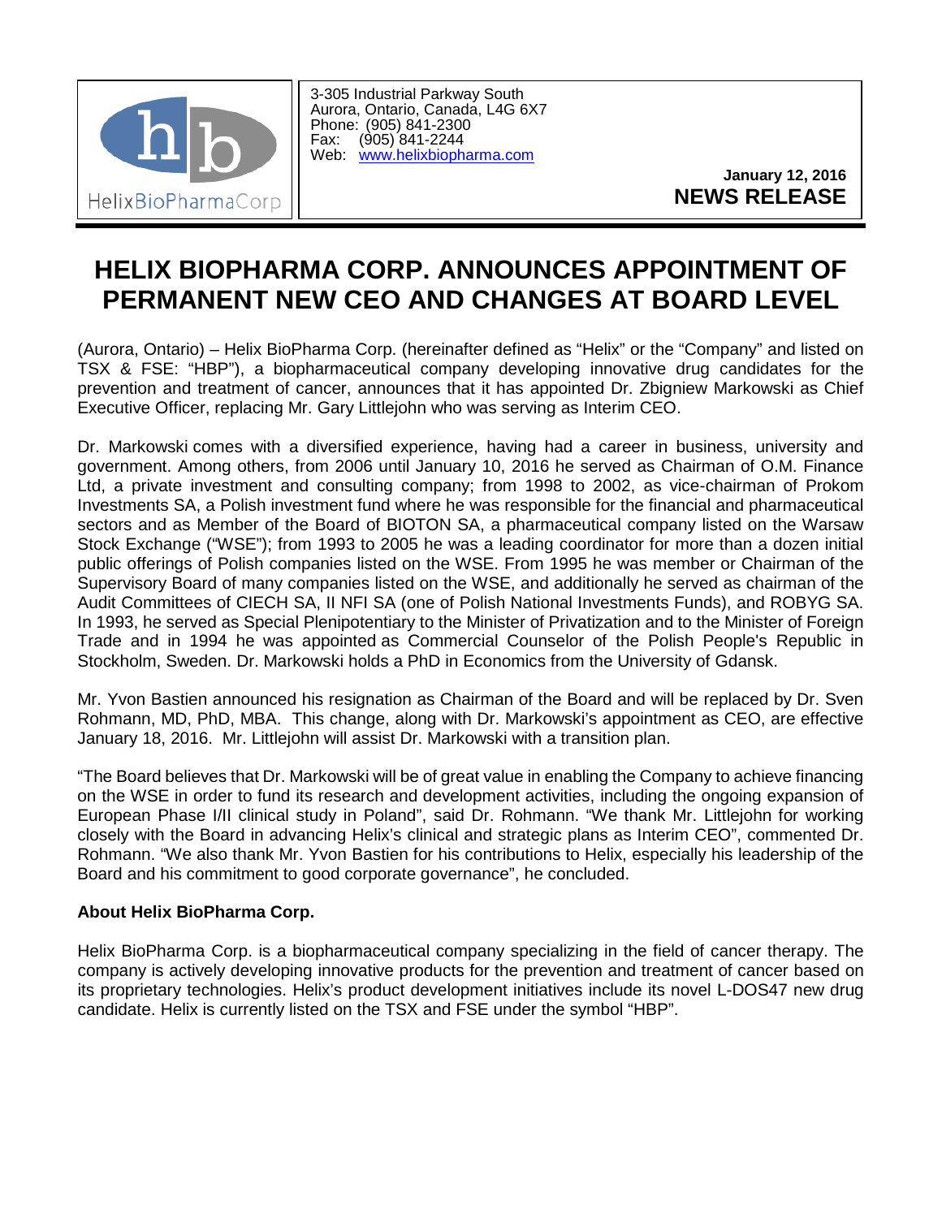HelixBioPharmaCorp

3-305 Industrial Parkway South
Aurora, Ontario, Canada, L4G 6X7
Phone: (905) 841-2300
Fax: (905) 841-2244
Web: www.helixbiopharma.com

**January 12, 2016**
**NEWS RELEASE**

# HELIX BIOPHARMA CORP. ANNOUNCES APPOINTMENT OF PERMANENT NEW CEO AND CHANGES AT BOARD LEVEL

(Aurora, Ontario) – Helix BioPharma Corp. (hereinafter defined as "Helix" or the "Company" and listed on TSX & FSE: "HBP"), a biopharmaceutical company developing innovative drug candidates for the prevention and treatment of cancer, announces that it has appointed Dr. Zbigniew Markowski as Chief Executive Officer, replacing Mr. Gary Littlejohn who was serving as Interim CEO.

Dr. Markowski comes with a diversified experience, having had a career in business, university and government. Among others, from 2006 until January 10, 2016 he served as Chairman of O.M. Finance Ltd, a private investment and consulting company; from 1998 to 2002, as vice-chairman of Prokom Investments SA, a Polish investment fund where he was responsible for the financial and pharmaceutical sectors and as Member of the Board of BIOTON SA, a pharmaceutical company listed on the Warsaw Stock Exchange ("WSE"); from 1993 to 2005 he was a leading coordinator for more than a dozen initial public offerings of Polish companies listed on the WSE. From 1995 he was member or Chairman of the Supervisory Board of many companies listed on the WSE, and additionally he served as chairman of the Audit Committees of CIECH SA, II NFI SA (one of Polish National Investments Funds), and ROBYG SA. In 1993, he served as Special Plenipotentiary to the Minister of Privatization and to the Minister of Foreign Trade and in 1994 he was appointed as Commercial Counselor of the Polish People's Republic in Stockholm, Sweden. Dr. Markowski holds a PhD in Economics from the University of Gdansk.

Mr. Yvon Bastien announced his resignation as Chairman of the Board and will be replaced by Dr. Sven Rohmann, MD, PhD, MBA. This change, along with Dr. Markowski's appointment as CEO, are effective January 18, 2016. Mr. Littlejohn will assist Dr. Markowski with a transition plan.

"The Board believes that Dr. Markowski will be of great value in enabling the Company to achieve financing on the WSE in order to fund its research and development activities, including the ongoing expansion of European Phase I/II clinical study in Poland", said Dr. Rohmann. "We thank Mr. Littlejohn for working closely with the Board in advancing Helix's clinical and strategic plans as Interim CEO", commented Dr. Rohmann. "We also thank Mr. Yvon Bastien for his contributions to Helix, especially his leadership of the Board and his commitment to good corporate governance", he concluded.

**About Helix BioPharma Corp.**

Helix BioPharma Corp. is a biopharmaceutical company specializing in the field of cancer therapy. The company is actively developing innovative products for the prevention and treatment of cancer based on its proprietary technologies. Helix's product development initiatives include its novel L-DOS47 new drug candidate. Helix is currently listed on the TSX and FSE under the symbol "HBP".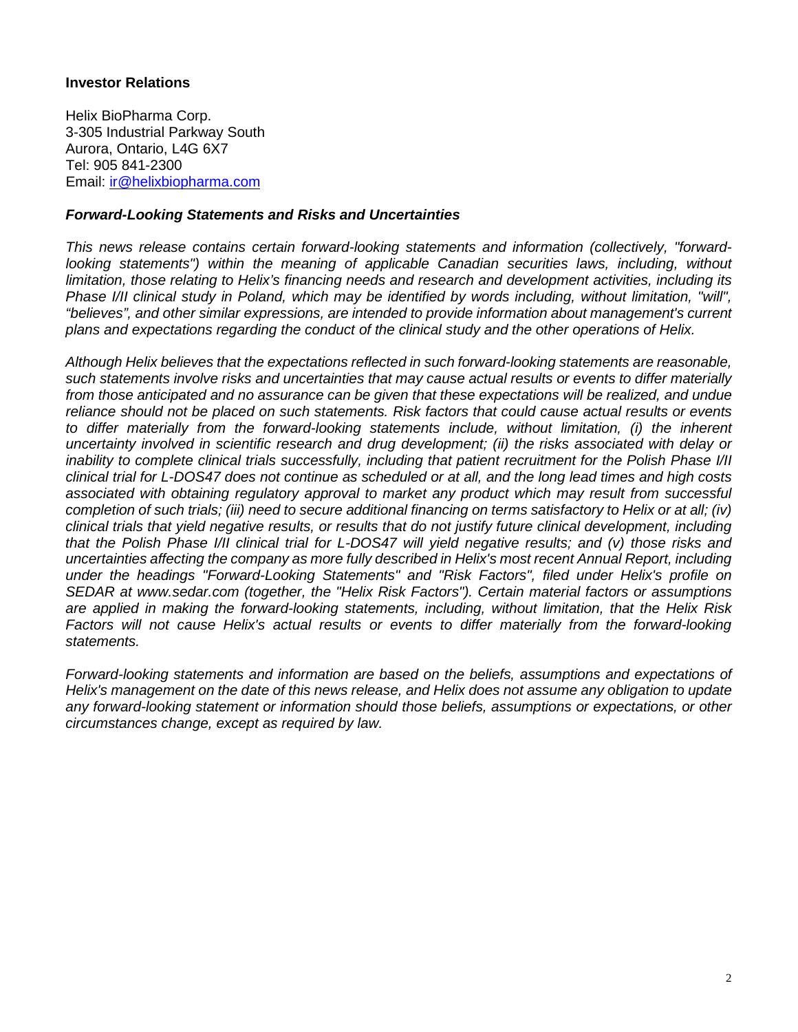**Investor Relations**

Helix BioPharma Corp.
3-305 Industrial Parkway South
Aurora, Ontario, L4G 6X7
Tel: 905 841-2300
Email: ir@helixbiopharma.com

### *Forward-Looking Statements and Risks and Uncertainties*

*This news release contains certain forward-looking statements and information (collectively, "forward-looking statements") within the meaning of applicable Canadian securities laws, including, without limitation, those relating to Helix's financing needs and research and development activities, including its Phase I/II clinical study in Poland, which may be identified by words including, without limitation, "will", "believes", and other similar expressions, are intended to provide information about management's current plans and expectations regarding the conduct of the clinical study and the other operations of Helix.*

*Although Helix believes that the expectations reflected in such forward-looking statements are reasonable, such statements involve risks and uncertainties that may cause actual results or events to differ materially from those anticipated and no assurance can be given that these expectations will be realized, and undue reliance should not be placed on such statements. Risk factors that could cause actual results or events to differ materially from the forward-looking statements include, without limitation, (i) the inherent uncertainty involved in scientific research and drug development; (ii) the risks associated with delay or inability to complete clinical trials successfully, including that patient recruitment for the Polish Phase I/II clinical trial for L-DOS47 does not continue as scheduled or at all, and the long lead times and high costs associated with obtaining regulatory approval to market any product which may result from successful completion of such trials; (iii) need to secure additional financing on terms satisfactory to Helix or at all; (iv) clinical trials that yield negative results, or results that do not justify future clinical development, including that the Polish Phase I/II clinical trial for L-DOS47 will yield negative results; and (v) those risks and uncertainties affecting the company as more fully described in Helix's most recent Annual Report, including under the headings "Forward-Looking Statements" and "Risk Factors", filed under Helix's profile on SEDAR at www.sedar.com (together, the "Helix Risk Factors"). Certain material factors or assumptions are applied in making the forward-looking statements, including, without limitation, that the Helix Risk Factors will not cause Helix's actual results or events to differ materially from the forward-looking statements.*

*Forward-looking statements and information are based on the beliefs, assumptions and expectations of Helix's management on the date of this news release, and Helix does not assume any obligation to update any forward-looking statement or information should those beliefs, assumptions or expectations, or other circumstances change, except as required by law.*